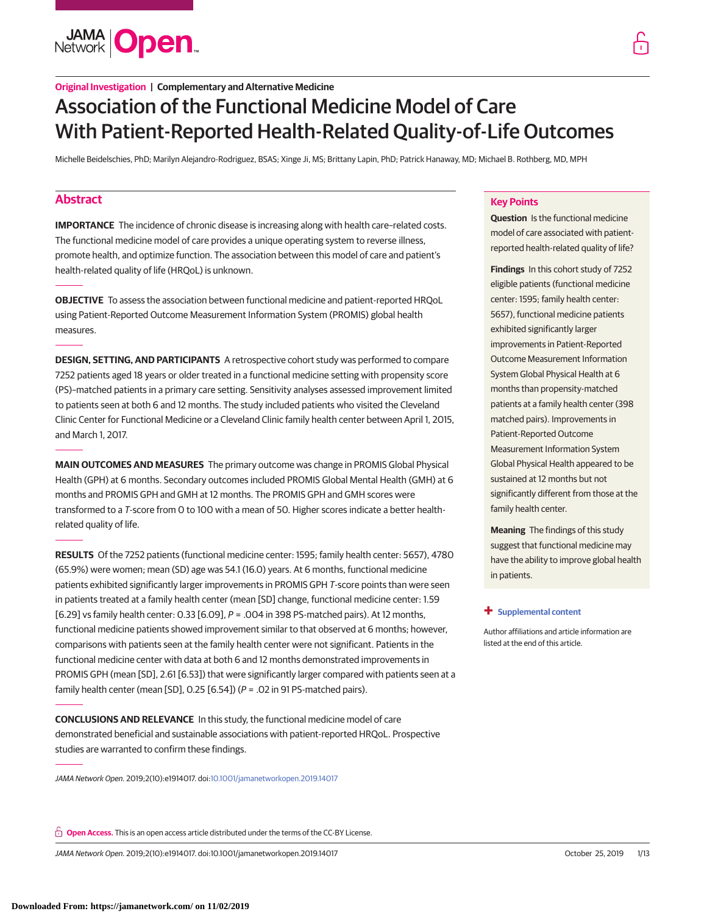Original Investigation | Complementary and Alternative Medicine

# Association of the Functional Medicine Model of Care With Patient-Reported Health-Related Quality-of-Life Outcomes

Michelle Beidelschies, PhD; Marilyn Alejandro-Rodriguez, BSAS; Xinge Ji, MS; Brittany Lapin, PhD; Patrick Hanaway, MD; Michael B. Rothberg, MD, MPH

## Abstract

**IMPORTANCE** The incidence of chronic disease is increasing along with health care–related costs. The functional medicine model of care provides a unique operating system to reverse illness, promote health, and optimize function. The association between this model of care and patient's health-related quality of life (HRQoL) is unknown.

**OBJECTIVE** To assess the association between functional medicine and patient-reported HRQoL using Patient-Reported Outcome Measurement Information System (PROMIS) global health measures.

**DESIGN, SETTING, AND PARTICIPANTS** A retrospective cohort study was performed to compare 7252 patients aged 18 years or older treated in a functional medicine setting with propensity score (PS)–matched patients in a primary care setting. Sensitivity analyses assessed improvement limited to patients seen at both 6 and 12 months. The study included patients who visited the Cleveland Clinic Center for Functional Medicine or a Cleveland Clinic family health center between April 1, 2015, and March 1, 2017.

**MAIN OUTCOMES AND MEASURES** The primary outcome was change in PROMIS Global Physical Health (GPH) at 6 months. Secondary outcomes included PROMIS Global Mental Health (GMH) at 6 months and PROMIS GPH and GMH at 12 months. The PROMIS GPH and GMH scores were transformed to a *T*-score from 0 to 100 with a mean of 50. Higher scores indicate a better health-related quality of life.

**RESULTS** Of the 7252 patients (functional medicine center: 1595; family health center: 5657), 4780 (65.9%) were women; mean (SD) age was 54.1 (16.0) years. At 6 months, functional medicine patients exhibited significantly larger improvements in PROMIS GPH *T*-score points than were seen in patients treated at a family health center (mean [SD] change, functional medicine center: 1.59 [6.29] vs family health center: 0.33 [6.09], $P = .004$ in 398 PS-matched pairs). At 12 months, functional medicine patients showed improvement similar to that observed at 6 months; however, comparisons with patients seen at the family health center were not significant. Patients in the functional medicine center with data at both 6 and 12 months demonstrated improvements in PROMIS GPH (mean [SD], 2.61 [6.53]) that were significantly larger compared with patients seen at a family health center (mean [SD], 0.25 [6.54]) ($P = .02$ in 91 PS-matched pairs).

**CONCLUSIONS AND RELEVANCE** In this study, the functional medicine model of care demonstrated beneficial and sustainable associations with patient-reported HRQoL. Prospective studies are warranted to confirm these findings.

*JAMA Network Open*. 2019;2(10):e1914017. doi:10.1001/jamanetworkopen.2019.14017

## Key Points

**Question** Is the functional medicine model of care associated with patient-reported health-related quality of life?

**Findings** In this cohort study of 7252 eligible patients (functional medicine center: 1595; family health center: 5657), functional medicine patients exhibited significantly larger improvements in Patient-Reported Outcome Measurement Information System Global Physical Health at 6 months than propensity-matched patients at a family health center (398 matched pairs). Improvements in Patient-Reported Outcome Measurement Information System Global Physical Health appeared to be sustained at 12 months but not significantly different from those at the family health center.

**Meaning** The findings of this study suggest that functional medicine may have the ability to improve global health in patients.

Supplemental content

Author affiliations and article information are listed at the end of this article.

**Open Access.** This is an open access article distributed under the terms of the CC-BY License.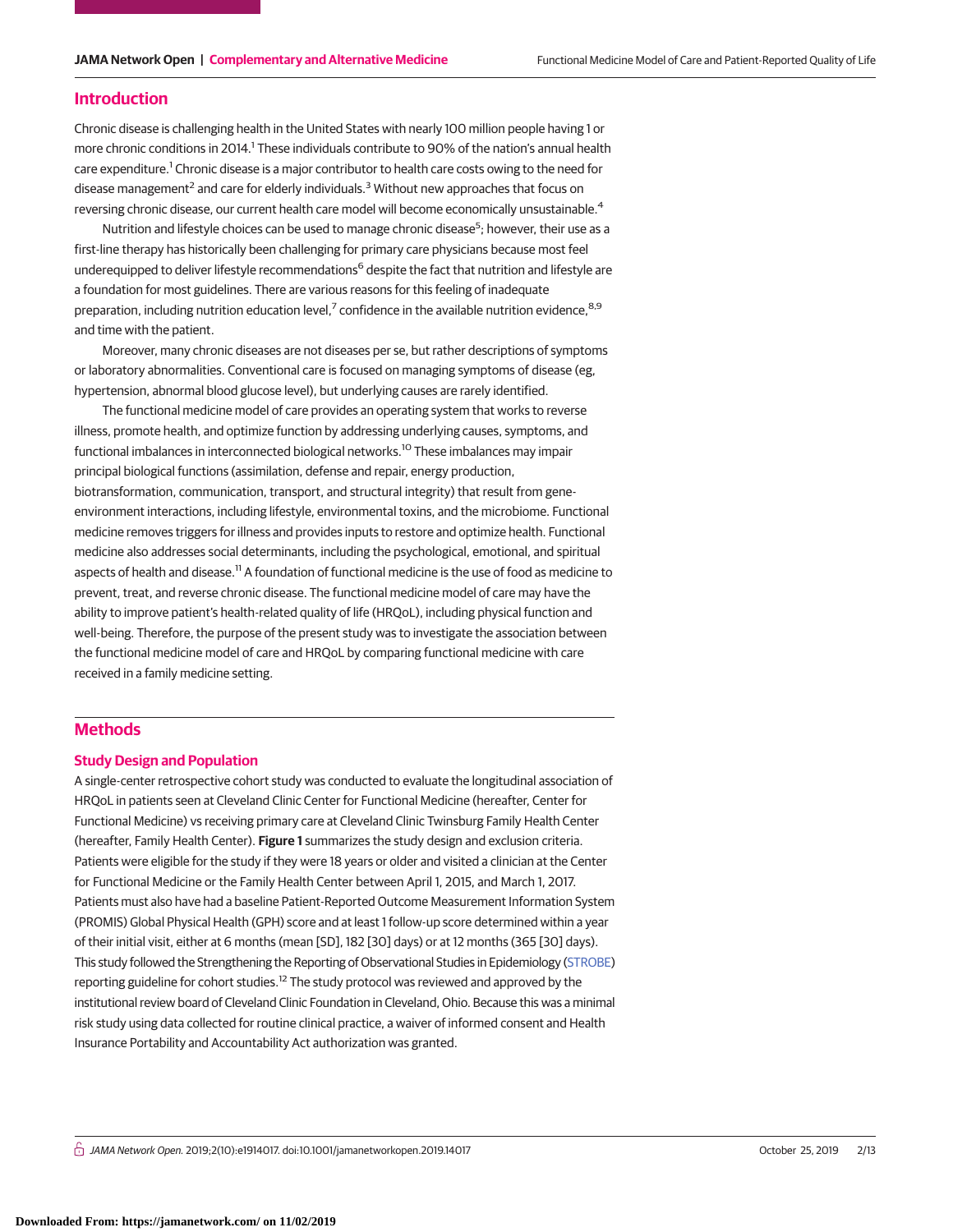## Introduction

Chronic disease is challenging health in the United States with nearly 100 million people having 1 or more chronic conditions in 2014.[1] These individuals contribute to 90% of the nation's annual health care expenditure.[1] Chronic disease is a major contributor to health care costs owing to the need for disease management[2] and care for elderly individuals.[3] Without new approaches that focus on reversing chronic disease, our current health care model will become economically unsustainable.[4]

Nutrition and lifestyle choices can be used to manage chronic disease[5]; however, their use as a first-line therapy has historically been challenging for primary care physicians because most feel underequipped to deliver lifestyle recommendations[6] despite the fact that nutrition and lifestyle are a foundation for most guidelines. There are various reasons for this feeling of inadequate preparation, including nutrition education level,[7] confidence in the available nutrition evidence,[8,9] and time with the patient.

Moreover, many chronic diseases are not diseases per se, but rather descriptions of symptoms or laboratory abnormalities. Conventional care is focused on managing symptoms of disease (eg, hypertension, abnormal blood glucose level), but underlying causes are rarely identified.

The functional medicine model of care provides an operating system that works to reverse illness, promote health, and optimize function by addressing underlying causes, symptoms, and functional imbalances in interconnected biological networks.[10] These imbalances may impair principal biological functions (assimilation, defense and repair, energy production, biotransformation, communication, transport, and structural integrity) that result from gene-environment interactions, including lifestyle, environmental toxins, and the microbiome. Functional medicine removes triggers for illness and provides inputs to restore and optimize health. Functional medicine also addresses social determinants, including the psychological, emotional, and spiritual aspects of health and disease.[11] A foundation of functional medicine is the use of food as medicine to prevent, treat, and reverse chronic disease. The functional medicine model of care may have the ability to improve patient's health-related quality of life (HRQoL), including physical function and well-being. Therefore, the purpose of the present study was to investigate the association between the functional medicine model of care and HRQoL by comparing functional medicine with care received in a family medicine setting.

## Methods

### Study Design and Population

A single-center retrospective cohort study was conducted to evaluate the longitudinal association of HRQoL in patients seen at Cleveland Clinic Center for Functional Medicine (hereafter, Center for Functional Medicine) vs receiving primary care at Cleveland Clinic Twinsburg Family Health Center (hereafter, Family Health Center). **Figure 1** summarizes the study design and exclusion criteria. Patients were eligible for the study if they were 18 years or older and visited a clinician at the Center for Functional Medicine or the Family Health Center between April 1, 2015, and March 1, 2017. Patients must also have had a baseline Patient-Reported Outcome Measurement Information System (PROMIS) Global Physical Health (GPH) score and at least 1 follow-up score determined within a year of their initial visit, either at 6 months (mean [SD], 182 [30] days) or at 12 months (365 [30] days). This study followed the Strengthening the Reporting of Observational Studies in Epidemiology (STROBE) reporting guideline for cohort studies.[12] The study protocol was reviewed and approved by the institutional review board of Cleveland Clinic Foundation in Cleveland, Ohio. Because this was a minimal risk study using data collected for routine clinical practice, a waiver of informed consent and Health Insurance Portability and Accountability Act authorization was granted.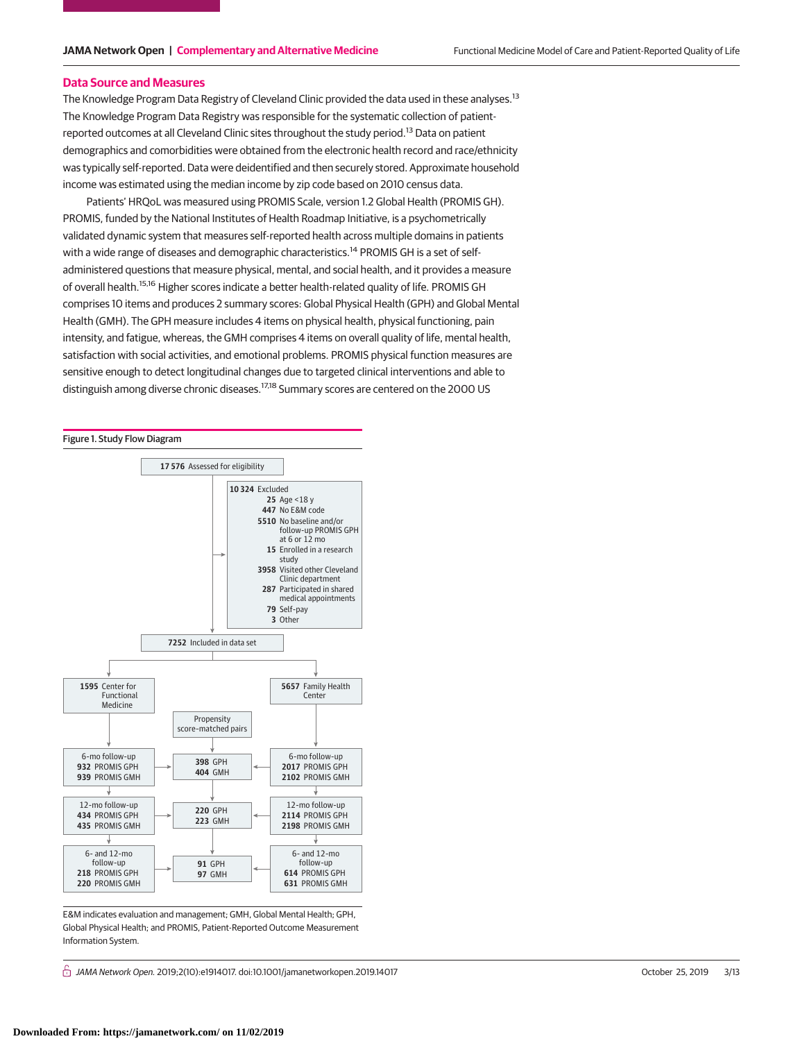## Data Source and Measures

The Knowledge Program Data Registry of Cleveland Clinic provided the data used in these analyses.[13] The Knowledge Program Data Registry was responsible for the systematic collection of patient-reported outcomes at all Cleveland Clinic sites throughout the study period.[13] Data on patient demographics and comorbidities were obtained from the electronic health record and race/ethnicity was typically self-reported. Data were deidentified and then securely stored. Approximate household income was estimated using the median income by zip code based on 2010 census data.

Patients' HRQoL was measured using PROMIS Scale, version 1.2 Global Health (PROMIS GH). PROMIS, funded by the National Institutes of Health Roadmap Initiative, is a psychometrically validated dynamic system that measures self-reported health across multiple domains in patients with a wide range of diseases and demographic characteristics.[14] PROMIS GH is a set of self-administered questions that measure physical, mental, and social health, and it provides a measure of overall health.[15,16] Higher scores indicate a better health-related quality of life. PROMIS GH comprises 10 items and produces 2 summary scores: Global Physical Health (GPH) and Global Mental Health (GMH). The GPH measure includes 4 items on physical health, physical functioning, pain intensity, and fatigue, whereas, the GMH comprises 4 items on overall quality of life, mental health, satisfaction with social activities, and emotional problems. PROMIS physical function measures are sensitive enough to detect longitudinal changes due to targeted clinical interventions and able to distinguish among diverse chronic diseases.[17,18] Summary scores are centered on the 2000 US

**Figure 1. Study Flow Diagram**

- **17 576** Assessed for eligibility
- **10 324** Excluded
  - **25** Age <18 y
  - **447** No E&M code
  - **5510** No baseline and/or follow-up PROMIS GPH at 6 or 12 mo
  - **15** Enrolled in a research study
  - **3958** Visited other Cleveland Clinic department
  - **287** Participated in shared medical appointments
  - **79** Self-pay
  - **3** Other
- **7252** Included in data set

| 1595 Center for Functional Medicine | Propensity score-matched pairs | 5657 Family Health Center |
|---|---|---|
| 6-mo follow-up: 932 PROMIS GPH, 939 PROMIS GMH | 398 GPH, 404 GMH | 6-mo follow-up: 2017 PROMIS GPH, 2102 PROMIS GMH |
| 12-mo follow-up: 434 PROMIS GPH, 435 PROMIS GMH | 220 GPH, 223 GMH | 12-mo follow-up: 2114 PROMIS GPH, 2198 PROMIS GMH |
| 6- and 12-mo follow-up: 218 PROMIS GPH, 220 PROMIS GMH | 91 GPH, 97 GMH | 6- and 12-mo follow-up: 614 PROMIS GPH, 631 PROMIS GMH |

E&M indicates evaluation and management; GMH, Global Mental Health; GPH, Global Physical Health; and PROMIS, Patient-Reported Outcome Measurement Information System.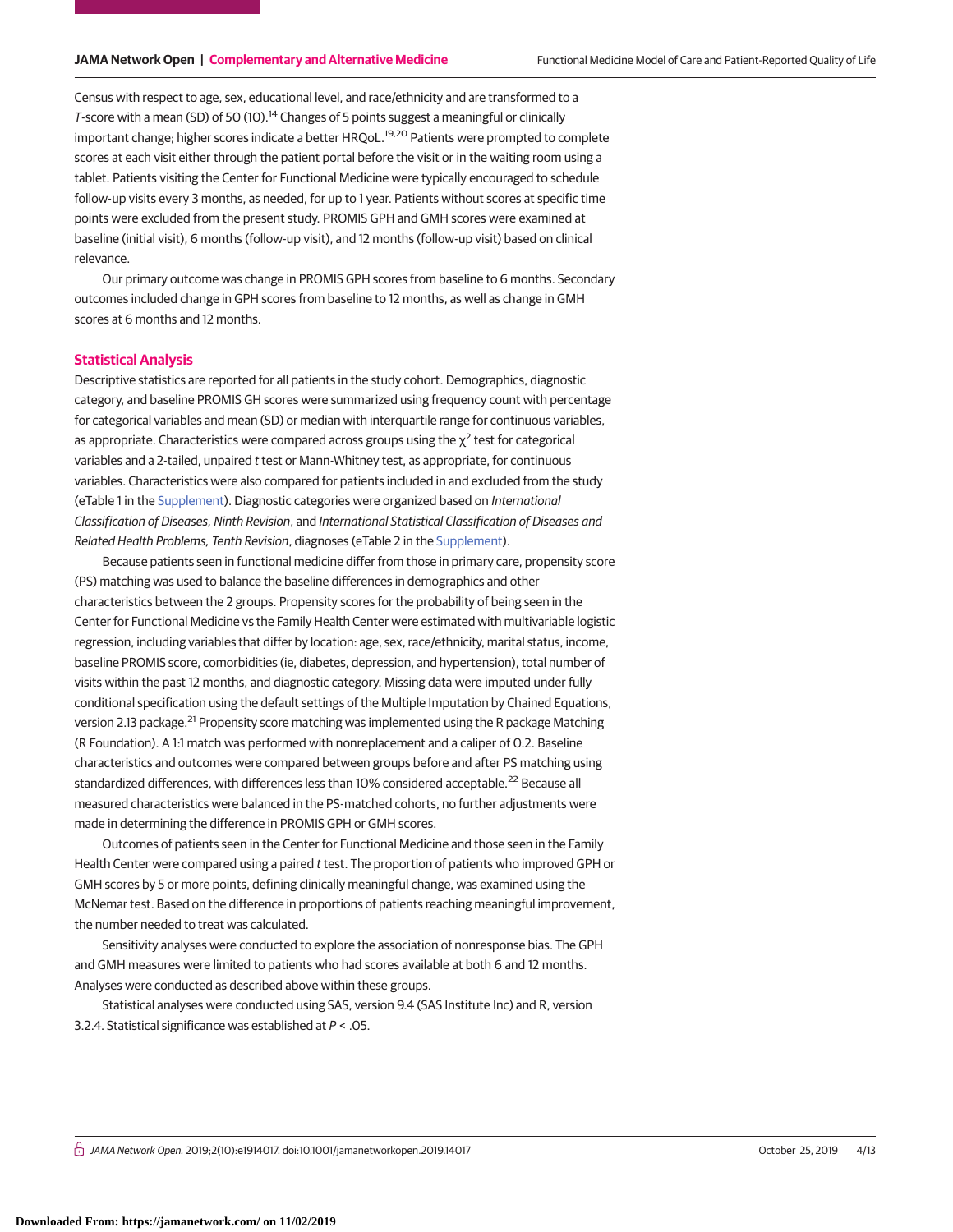Census with respect to age, sex, educational level, and race/ethnicity and are transformed to a *T*-score with a mean (SD) of 50 (10).[14] Changes of 5 points suggest a meaningful or clinically important change; higher scores indicate a better HRQoL.[19,20] Patients were prompted to complete scores at each visit either through the patient portal before the visit or in the waiting room using a tablet. Patients visiting the Center for Functional Medicine were typically encouraged to schedule follow-up visits every 3 months, as needed, for up to 1 year. Patients without scores at specific time points were excluded from the present study. PROMIS GPH and GMH scores were examined at baseline (initial visit), 6 months (follow-up visit), and 12 months (follow-up visit) based on clinical relevance.

Our primary outcome was change in PROMIS GPH scores from baseline to 6 months. Secondary outcomes included change in GPH scores from baseline to 12 months, as well as change in GMH scores at 6 months and 12 months.

## Statistical Analysis

Descriptive statistics are reported for all patients in the study cohort. Demographics, diagnostic category, and baseline PROMIS GH scores were summarized using frequency count with percentage for categorical variables and mean (SD) or median with interquartile range for continuous variables, as appropriate. Characteristics were compared across groups using the $\chi^2$ test for categorical variables and a 2-tailed, unpaired *t* test or Mann-Whitney test, as appropriate, for continuous variables. Characteristics were also compared for patients included in and excluded from the study (eTable 1 in the Supplement). Diagnostic categories were organized based on *International Classification of Diseases, Ninth Revision*, and *International Statistical Classification of Diseases and Related Health Problems, Tenth Revision*, diagnoses (eTable 2 in the Supplement).

Because patients seen in functional medicine differ from those in primary care, propensity score (PS) matching was used to balance the baseline differences in demographics and other characteristics between the 2 groups. Propensity scores for the probability of being seen in the Center for Functional Medicine vs the Family Health Center were estimated with multivariable logistic regression, including variables that differ by location: age, sex, race/ethnicity, marital status, income, baseline PROMIS score, comorbidities (ie, diabetes, depression, and hypertension), total number of visits within the past 12 months, and diagnostic category. Missing data were imputed under fully conditional specification using the default settings of the Multiple Imputation by Chained Equations, version 2.13 package.[21] Propensity score matching was implemented using the R package Matching (R Foundation). A 1:1 match was performed with nonreplacement and a caliper of 0.2. Baseline characteristics and outcomes were compared between groups before and after PS matching using standardized differences, with differences less than 10% considered acceptable.[22] Because all measured characteristics were balanced in the PS-matched cohorts, no further adjustments were made in determining the difference in PROMIS GPH or GMH scores.

Outcomes of patients seen in the Center for Functional Medicine and those seen in the Family Health Center were compared using a paired *t* test. The proportion of patients who improved GPH or GMH scores by 5 or more points, defining clinically meaningful change, was examined using the McNemar test. Based on the difference in proportions of patients reaching meaningful improvement, the number needed to treat was calculated.

Sensitivity analyses were conducted to explore the association of nonresponse bias. The GPH and GMH measures were limited to patients who had scores available at both 6 and 12 months. Analyses were conducted as described above within these groups.

Statistical analyses were conducted using SAS, version 9.4 (SAS Institute Inc) and R, version 3.2.4. Statistical significance was established at $P < .05$.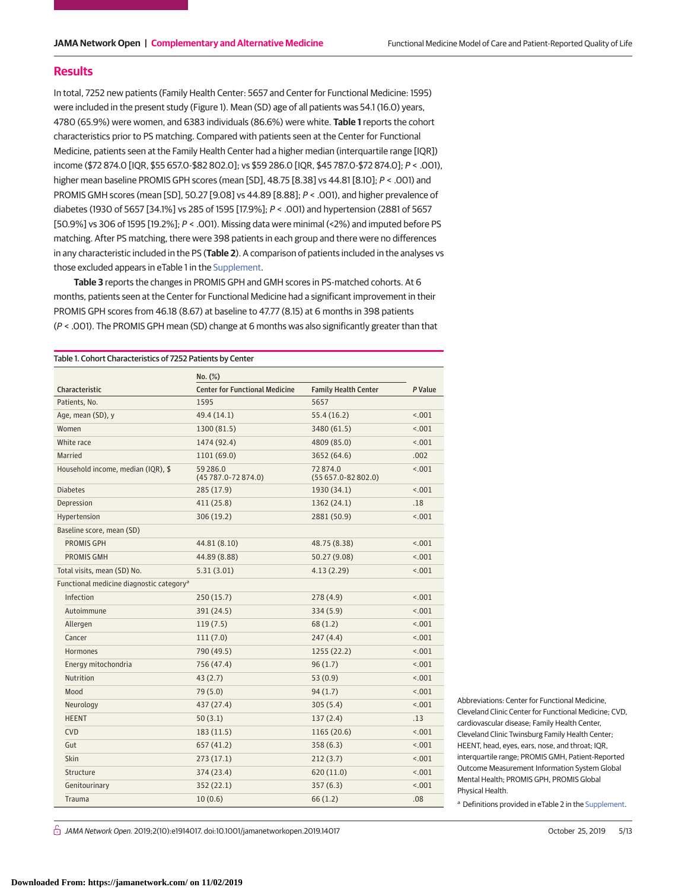## Results

In total, 7252 new patients (Family Health Center: 5657 and Center for Functional Medicine: 1595) were included in the present study (Figure 1). Mean (SD) age of all patients was 54.1 (16.0) years, 4780 (65.9%) were women, and 6383 individuals (86.6%) were white. **Table 1** reports the cohort characteristics prior to PS matching. Compared with patients seen at the Center for Functional Medicine, patients seen at the Family Health Center had a higher median (interquartile range [IQR]) income ($72 874.0 [IQR, $55 657.0-$82 802.0]; vs $59 286.0 [IQR, $45 787.0-$72 874.0]; *P* < .001), higher mean baseline PROMIS GPH scores (mean [SD], 48.75 [8.38] vs 44.81 [8.10]; *P* < .001) and PROMIS GMH scores (mean [SD], 50.27 [9.08] vs 44.89 [8.88]; *P* < .001), and higher prevalence of diabetes (1930 of 5657 [34.1%] vs 285 of 1595 [17.9%]; *P* < .001) and hypertension (2881 of 5657 [50.9%] vs 306 of 1595 [19.2%]; *P* < .001). Missing data were minimal (<2%) and imputed before PS matching. After PS matching, there were 398 patients in each group and there were no differences in any characteristic included in the PS (**Table 2**). A comparison of patients included in the analyses vs those excluded appears in eTable 1 in the Supplement.

**Table 3** reports the changes in PROMIS GPH and GMH scores in PS-matched cohorts. At 6 months, patients seen at the Center for Functional Medicine had a significant improvement in their PROMIS GPH scores from 46.18 (8.67) at baseline to 47.77 (8.15) at 6 months in 398 patients (*P* < .001). The PROMIS GPH mean (SD) change at 6 months was also significantly greater than that

Table 1. Cohort Characteristics of 7252 Patients by Center

| Characteristic | No. (%) | | *P* Value |
|---|---|---|---|
| | Center for Functional Medicine | Family Health Center | |
| Patients, No. | 1595 | 5657 | |
| Age, mean (SD), y | 49.4 (14.1) | 55.4 (16.2) | <.001 |
| Women | 1300 (81.5) | 3480 (61.5) | <.001 |
| White race | 1474 (92.4) | 4809 (85.0) | <.001 |
| Married | 1101 (69.0) | 3652 (64.6) | .002 |
| Household income, median (IQR), $ | 59 286.0 (45 787.0-72 874.0) | 72 874.0 (55 657.0-82 802.0) | <.001 |
| Diabetes | 285 (17.9) | 1930 (34.1) | <.001 |
| Depression | 411 (25.8) | 1362 (24.1) | .18 |
| Hypertension | 306 (19.2) | 2881 (50.9) | <.001 |
| Baseline score, mean (SD) | | | |
| PROMIS GPH | 44.81 (8.10) | 48.75 (8.38) | <.001 |
| PROMIS GMH | 44.89 (8.88) | 50.27 (9.08) | <.001 |
| Total visits, mean (SD) No. | 5.31 (3.01) | 4.13 (2.29) | <.001 |
| Functional medicine diagnostic category[a] | | | |
| Infection | 250 (15.7) | 278 (4.9) | <.001 |
| Autoimmune | 391 (24.5) | 334 (5.9) | <.001 |
| Allergen | 119 (7.5) | 68 (1.2) | <.001 |
| Cancer | 111 (7.0) | 247 (4.4) | <.001 |
| Hormones | 790 (49.5) | 1255 (22.2) | <.001 |
| Energy mitochondria | 756 (47.4) | 96 (1.7) | <.001 |
| Nutrition | 43 (2.7) | 53 (0.9) | <.001 |
| Mood | 79 (5.0) | 94 (1.7) | <.001 |
| Neurology | 437 (27.4) | 305 (5.4) | <.001 |
| HEENT | 50 (3.1) | 137 (2.4) | .13 |
| CVD | 183 (11.5) | 1165 (20.6) | <.001 |
| Gut | 657 (41.2) | 358 (6.3) | <.001 |
| Skin | 273 (17.1) | 212 (3.7) | <.001 |
| Structure | 374 (23.4) | 620 (11.0) | <.001 |
| Genitourinary | 352 (22.1) | 357 (6.3) | <.001 |
| Trauma | 10 (0.6) | 66 (1.2) | .08 |

Abbreviations: Center for Functional Medicine, Cleveland Clinic Center for Functional Medicine; CVD, cardiovascular disease; Family Health Center, Cleveland Clinic Twinsburg Family Health Center; HEENT, head, eyes, ears, nose, and throat; IQR, interquartile range; PROMIS GMH, Patient-Reported Outcome Measurement Information System Global Mental Health; PROMIS GPH, PROMIS Global Physical Health.

[a] Definitions provided in eTable 2 in the Supplement.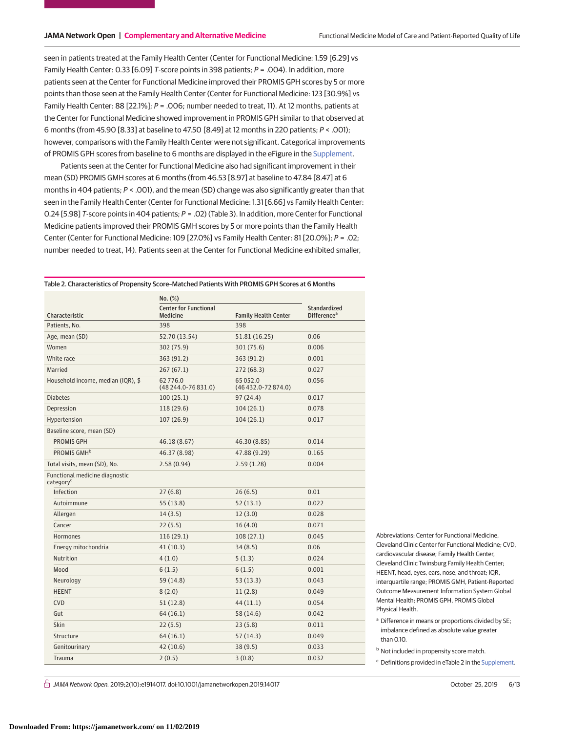seen in patients treated at the Family Health Center (Center for Functional Medicine: 1.59 [6.29] vs Family Health Center: 0.33 [6.09] *T*-score points in 398 patients; *P* = .004). In addition, more patients seen at the Center for Functional Medicine improved their PROMIS GPH scores by 5 or more points than those seen at the Family Health Center (Center for Functional Medicine: 123 [30.9%] vs Family Health Center: 88 [22.1%]; *P* = .006; number needed to treat, 11). At 12 months, patients at the Center for Functional Medicine showed improvement in PROMIS GPH similar to that observed at 6 months (from 45.90 [8.33] at baseline to 47.50 [8.49] at 12 months in 220 patients; *P* < .001); however, comparisons with the Family Health Center were not significant. Categorical improvements of PROMIS GPH scores from baseline to 6 months are displayed in the eFigure in the Supplement.

Patients seen at the Center for Functional Medicine also had significant improvement in their mean (SD) PROMIS GMH scores at 6 months (from 46.53 [8.97] at baseline to 47.84 [8.47] at 6 months in 404 patients; *P* < .001), and the mean (SD) change was also significantly greater than that seen in the Family Health Center (Center for Functional Medicine: 1.31 [6.66] vs Family Health Center: 0.24 [5.98] *T*-score points in 404 patients; *P* = .02) (Table 3). In addition, more Center for Functional Medicine patients improved their PROMIS GMH scores by 5 or more points than the Family Health Center (Center for Functional Medicine: 109 [27.0%] vs Family Health Center: 81 [20.0%]; *P* = .02; number needed to treat, 14). Patients seen at the Center for Functional Medicine exhibited smaller,

Table 2. Characteristics of Propensity Score–Matched Patients With PROMIS GPH Scores at 6 Months

| Characteristic | No. (%) | | Standardized Difference[a] |
|---|---|---|---|
| | Center for Functional Medicine | Family Health Center | |
| Patients, No. | 398 | 398 | |
| Age, mean (SD) | 52.70 (13.54) | 51.81 (16.25) | 0.06 |
| Women | 302 (75.9) | 301 (75.6) | 0.006 |
| White race | 363 (91.2) | 363 (91.2) | 0.001 |
| Married | 267 (67.1) | 272 (68.3) | 0.027 |
| Household income, median (IQR), $ | 62 776.0 (48 244.0-76 831.0) | 65 052.0 (46 432.0-72 874.0) | 0.056 |
| Diabetes | 100 (25.1) | 97 (24.4) | 0.017 |
| Depression | 118 (29.6) | 104 (26.1) | 0.078 |
| Hypertension | 107 (26.9) | 104 (26.1) | 0.017 |
| Baseline score, mean (SD) | | | |
| PROMIS GPH | 46.18 (8.67) | 46.30 (8.85) | 0.014 |
| PROMIS GMH[b] | 46.37 (8.98) | 47.88 (9.29) | 0.165 |
| Total visits, mean (SD), No. | 2.58 (0.94) | 2.59 (1.28) | 0.004 |
| Functional medicine diagnostic category[c] | | | |
| Infection | 27 (6.8) | 26 (6.5) | 0.01 |
| Autoimmune | 55 (13.8) | 52 (13.1) | 0.022 |
| Allergen | 14 (3.5) | 12 (3.0) | 0.028 |
| Cancer | 22 (5.5) | 16 (4.0) | 0.071 |
| Hormones | 116 (29.1) | 108 (27.1) | 0.045 |
| Energy mitochondria | 41 (10.3) | 34 (8.5) | 0.06 |
| Nutrition | 4 (1.0) | 5 (1.3) | 0.024 |
| Mood | 6 (1.5) | 6 (1.5) | 0.001 |
| Neurology | 59 (14.8) | 53 (13.3) | 0.043 |
| HEENT | 8 (2.0) | 11 (2.8) | 0.049 |
| CVD | 51 (12.8) | 44 (11.1) | 0.054 |
| Gut | 64 (16.1) | 58 (14.6) | 0.042 |
| Skin | 22 (5.5) | 23 (5.8) | 0.011 |
| Structure | 64 (16.1) | 57 (14.3) | 0.049 |
| Genitourinary | 42 (10.6) | 38 (9.5) | 0.033 |
| Trauma | 2 (0.5) | 3 (0.8) | 0.032 |

Abbreviations: Center for Functional Medicine, Cleveland Clinic Center for Functional Medicine; CVD, cardiovascular disease; Family Health Center, Cleveland Clinic Twinsburg Family Health Center; HEENT, head, eyes, ears, nose, and throat; IQR, interquartile range; PROMIS GMH, Patient-Reported Outcome Measurement Information System Global Mental Health; PROMIS GPH, PROMIS Global Physical Health.

[a] Difference in means or proportions divided by SE; imbalance defined as absolute value greater than 0.10.

[b] Not included in propensity score match.

[c] Definitions provided in eTable 2 in the Supplement.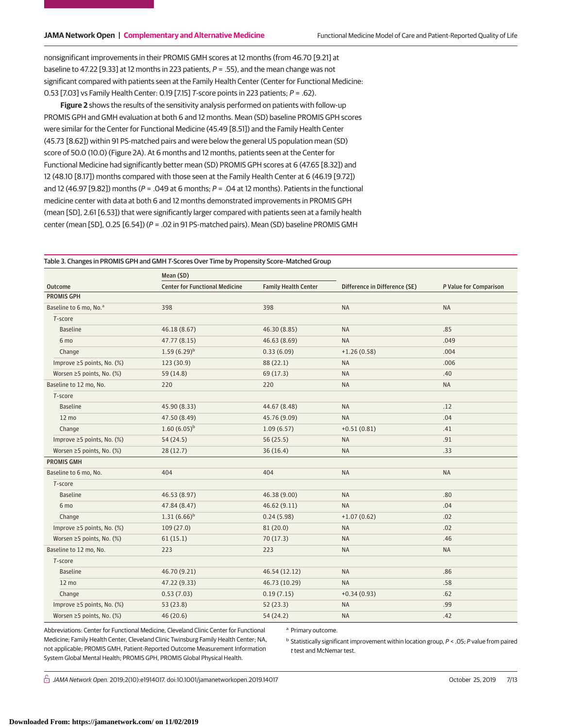nonsignificant improvements in their PROMIS GMH scores at 12 months (from 46.70 [9.21] at baseline to 47.22 [9.33] at 12 months in 223 patients, *P* = .55), and the mean change was not significant compared with patients seen at the Family Health Center (Center for Functional Medicine: 0.53 [7.03] vs Family Health Center: 0.19 [7.15] *T*-score points in 223 patients; *P* = .62).

**Figure 2** shows the results of the sensitivity analysis performed on patients with follow-up PROMIS GPH and GMH evaluation at both 6 and 12 months. Mean (SD) baseline PROMIS GPH scores were similar for the Center for Functional Medicine (45.49 [8.51]) and the Family Health Center (45.73 [8.62]) within 91 PS-matched pairs and were below the general US population mean (SD) score of 50.0 (10.0) (Figure 2A). At 6 months and 12 months, patients seen at the Center for Functional Medicine had significantly better mean (SD) PROMIS GPH scores at 6 (47.65 [8.32]) and 12 (48.10 [8.17]) months compared with those seen at the Family Health Center at 6 (46.19 [9.72]) and 12 (46.97 [9.82]) months (*P* = .049 at 6 months; *P* = .04 at 12 months). Patients in the functional medicine center with data at both 6 and 12 months demonstrated improvements in PROMIS GPH (mean [SD], 2.61 [6.53]) that were significantly larger compared with patients seen at a family health center (mean [SD], 0.25 [6.54]) (*P* = .02 in 91 PS-matched pairs). Mean (SD) baseline PROMIS GMH

Table 3. Changes in PROMIS GPH and GMH *T*-Scores Over Time by Propensity Score–Matched Group

| Outcome | Mean (SD) | | Difference in Difference (SE) | P Value for Comparison |
|---|---|---|---|---|
| | Center for Functional Medicine | Family Health Center | | |
| **PROMIS GPH** | | | | |
| Baseline to 6 mo, No.[a] | 398 | 398 | NA | NA |
| *T*-score | | | | |
| Baseline | 46.18 (8.67) | 46.30 (8.85) | NA | .85 |
| 6 mo | 47.77 (8.15) | 46.63 (8.69) | NA | .049 |
| Change | 1.59 (6.29)[b] | 0.33 (6.09) | +1.26 (0.58) | .004 |
| Improve ≥5 points, No. (%) | 123 (30.9) | 88 (22.1) | NA | .006 |
| Worsen ≥5 points, No. (%) | 59 (14.8) | 69 (17.3) | NA | .40 |
| Baseline to 12 mo, No. | 220 | 220 | NA | NA |
| *T*-score | | | | |
| Baseline | 45.90 (8.33) | 44.67 (8.48) | NA | .12 |
| 12 mo | 47.50 (8.49) | 45.76 (9.09) | NA | .04 |
| Change | 1.60 (6.05)[b] | 1.09 (6.57) | +0.51 (0.81) | .41 |
| Improve ≥5 points, No. (%) | 54 (24.5) | 56 (25.5) | NA | .91 |
| Worsen ≥5 points, No. (%) | 28 (12.7) | 36 (16.4) | NA | .33 |
| **PROMIS GMH** | | | | |
| Baseline to 6 mo, No. | 404 | 404 | NA | NA |
| *T*-score | | | | |
| Baseline | 46.53 (8.97) | 46.38 (9.00) | NA | .80 |
| 6 mo | 47.84 (8.47) | 46.62 (9.11) | NA | .04 |
| Change | 1.31 (6.66)[b] | 0.24 (5.98) | +1.07 (0.62) | .02 |
| Improve ≥5 points, No. (%) | 109 (27.0) | 81 (20.0) | NA | .02 |
| Worsen ≥5 points, No. (%) | 61 (15.1) | 70 (17.3) | NA | .46 |
| Baseline to 12 mo, No. | 223 | 223 | NA | NA |
| *T*-score | | | | |
| Baseline | 46.70 (9.21) | 46.54 (12.12) | NA | .86 |
| 12 mo | 47.22 (9.33) | 46.73 (10.29) | NA | .58 |
| Change | 0.53 (7.03) | 0.19 (7.15) | +0.34 (0.93) | .62 |
| Improve ≥5 points, No. (%) | 53 (23.8) | 52 (23.3) | NA | .99 |
| Worsen ≥5 points, No. (%) | 46 (20.6) | 54 (24.2) | NA | .42 |

Abbreviations: Center for Functional Medicine, Cleveland Clinic Center for Functional Medicine; Family Health Center, Cleveland Clinic Twinsburg Family Health Center; NA, not applicable; PROMIS GMH, Patient-Reported Outcome Measurement Information System Global Mental Health; PROMIS GPH, PROMIS Global Physical Health.

[a] Primary outcome.

[b] Statistically significant improvement within location group, *P* < .05; *P* value from paired *t* test and McNemar test.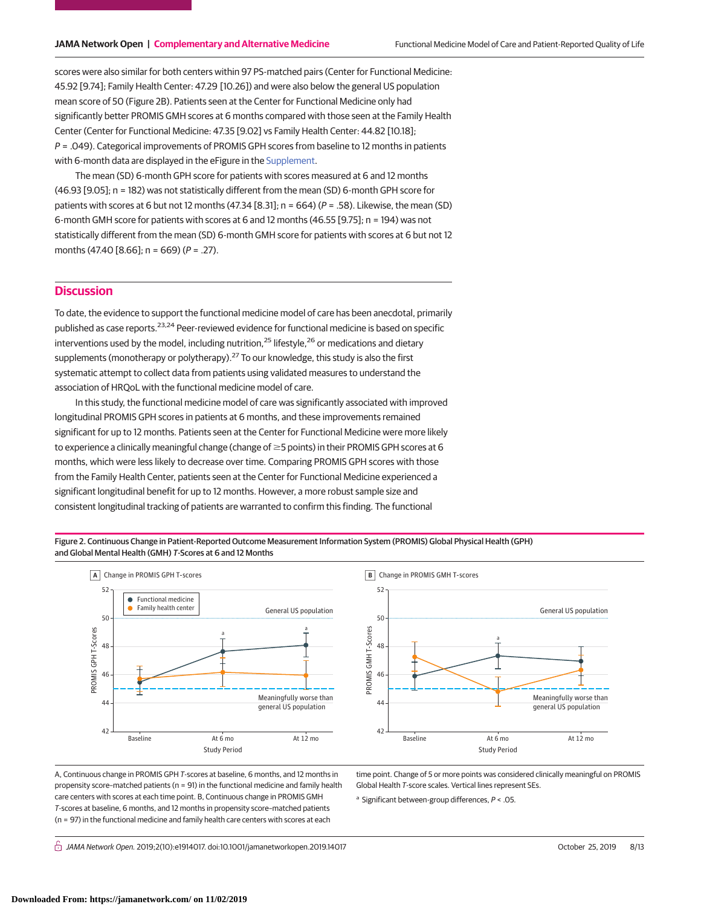scores were also similar for both centers within 97 PS-matched pairs (Center for Functional Medicine: 45.92 [9.74]; Family Health Center: 47.29 [10.26]) and were also below the general US population mean score of 50 (Figure 2B). Patients seen at the Center for Functional Medicine only had significantly better PROMIS GMH scores at 6 months compared with those seen at the Family Health Center (Center for Functional Medicine: 47.35 [9.02] vs Family Health Center: 44.82 [10.18]; $P = .049$). Categorical improvements of PROMIS GPH scores from baseline to 12 months in patients with 6-month data are displayed in the eFigure in the Supplement.

The mean (SD) 6-month GPH score for patients with scores measured at 6 and 12 months (46.93 [9.05]; n = 182) was not statistically different from the mean (SD) 6-month GPH score for patients with scores at 6 but not 12 months (47.34 [8.31]; n = 664) ($P = .58$). Likewise, the mean (SD) 6-month GMH score for patients with scores at 6 and 12 months (46.55 [9.75]; n = 194) was not statistically different from the mean (SD) 6-month GMH score for patients with scores at 6 but not 12 months (47.40 [8.66]; n = 669) ($P = .27$).

## Discussion

To date, the evidence to support the functional medicine model of care has been anecdotal, primarily published as case reports.[23,24] Peer-reviewed evidence for functional medicine is based on specific interventions used by the model, including nutrition,[25] lifestyle,[26] or medications and dietary supplements (monotherapy or polytherapy).[27] To our knowledge, this study is also the first systematic attempt to collect data from patients using validated measures to understand the association of HRQoL with the functional medicine model of care.

In this study, the functional medicine model of care was significantly associated with improved longitudinal PROMIS GPH scores in patients at 6 months, and these improvements remained significant for up to 12 months. Patients seen at the Center for Functional Medicine were more likely to experience a clinically meaningful change (change of ≥5 points) in their PROMIS GPH scores at 6 months, which were less likely to decrease over time. Comparing PROMIS GPH scores with those from the Family Health Center, patients seen at the Center for Functional Medicine experienced a significant longitudinal benefit for up to 12 months. However, a more robust sample size and consistent longitudinal tracking of patients are warranted to confirm this finding. The functional

**Figure 2. Continuous Change in Patient-Reported Outcome Measurement Information System (PROMIS) Global Physical Health (GPH) and Global Mental Health (GMH) *T*-Scores at 6 and 12 Months**

A, Continuous change in PROMIS GPH *T*-scores at baseline, 6 months, and 12 months in propensity score–matched patients (n = 91) in the functional medicine and family health care centers with scores at each time point. B, Continuous change in PROMIS GMH *T*-scores at baseline, 6 months, and 12 months in propensity score–matched patients (n = 97) in the functional medicine and family health care centers with scores at each time point. Change of 5 or more points was considered clinically meaningful on PROMIS Global Health *T*-score scales. Vertical lines represent SEs.

[a] Significant between-group differences, $P < .05$.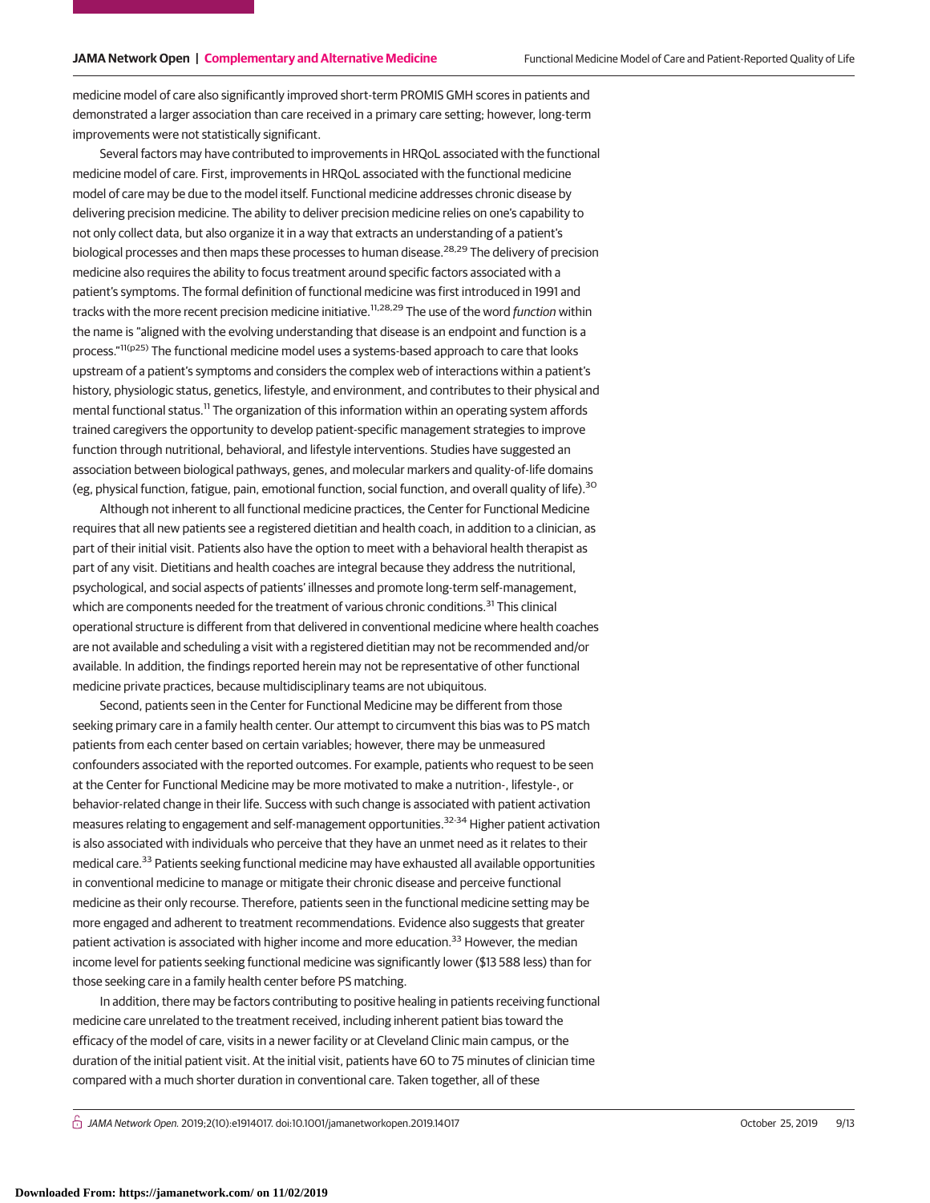medicine model of care also significantly improved short-term PROMIS GMH scores in patients and demonstrated a larger association than care received in a primary care setting; however, long-term improvements were not statistically significant.

Several factors may have contributed to improvements in HRQoL associated with the functional medicine model of care. First, improvements in HRQoL associated with the functional medicine model of care may be due to the model itself. Functional medicine addresses chronic disease by delivering precision medicine. The ability to deliver precision medicine relies on one's capability to not only collect data, but also organize it in a way that extracts an understanding of a patient's biological processes and then maps these processes to human disease.[28,29] The delivery of precision medicine also requires the ability to focus treatment around specific factors associated with a patient's symptoms. The formal definition of functional medicine was first introduced in 1991 and tracks with the more recent precision medicine initiative.[11,28,29] The use of the word *function* within the name is "aligned with the evolving understanding that disease is an endpoint and function is a process."[11(p25)] The functional medicine model uses a systems-based approach to care that looks upstream of a patient's symptoms and considers the complex web of interactions within a patient's history, physiologic status, genetics, lifestyle, and environment, and contributes to their physical and mental functional status.[11] The organization of this information within an operating system affords trained caregivers the opportunity to develop patient-specific management strategies to improve function through nutritional, behavioral, and lifestyle interventions. Studies have suggested an association between biological pathways, genes, and molecular markers and quality-of-life domains (eg, physical function, fatigue, pain, emotional function, social function, and overall quality of life).[30]

Although not inherent to all functional medicine practices, the Center for Functional Medicine requires that all new patients see a registered dietitian and health coach, in addition to a clinician, as part of their initial visit. Patients also have the option to meet with a behavioral health therapist as part of any visit. Dietitians and health coaches are integral because they address the nutritional, psychological, and social aspects of patients' illnesses and promote long-term self-management, which are components needed for the treatment of various chronic conditions.[31] This clinical operational structure is different from that delivered in conventional medicine where health coaches are not available and scheduling a visit with a registered dietitian may not be recommended and/or available. In addition, the findings reported herein may not be representative of other functional medicine private practices, because multidisciplinary teams are not ubiquitous.

Second, patients seen in the Center for Functional Medicine may be different from those seeking primary care in a family health center. Our attempt to circumvent this bias was to PS match patients from each center based on certain variables; however, there may be unmeasured confounders associated with the reported outcomes. For example, patients who request to be seen at the Center for Functional Medicine may be more motivated to make a nutrition-, lifestyle-, or behavior-related change in their life. Success with such change is associated with patient activation measures relating to engagement and self-management opportunities.[32-34] Higher patient activation is also associated with individuals who perceive that they have an unmet need as it relates to their medical care.[33] Patients seeking functional medicine may have exhausted all available opportunities in conventional medicine to manage or mitigate their chronic disease and perceive functional medicine as their only recourse. Therefore, patients seen in the functional medicine setting may be more engaged and adherent to treatment recommendations. Evidence also suggests that greater patient activation is associated with higher income and more education.[33] However, the median income level for patients seeking functional medicine was significantly lower ($13 588 less) than for those seeking care in a family health center before PS matching.

In addition, there may be factors contributing to positive healing in patients receiving functional medicine care unrelated to the treatment received, including inherent patient bias toward the efficacy of the model of care, visits in a newer facility or at Cleveland Clinic main campus, or the duration of the initial patient visit. At the initial visit, patients have 60 to 75 minutes of clinician time compared with a much shorter duration in conventional care. Taken together, all of these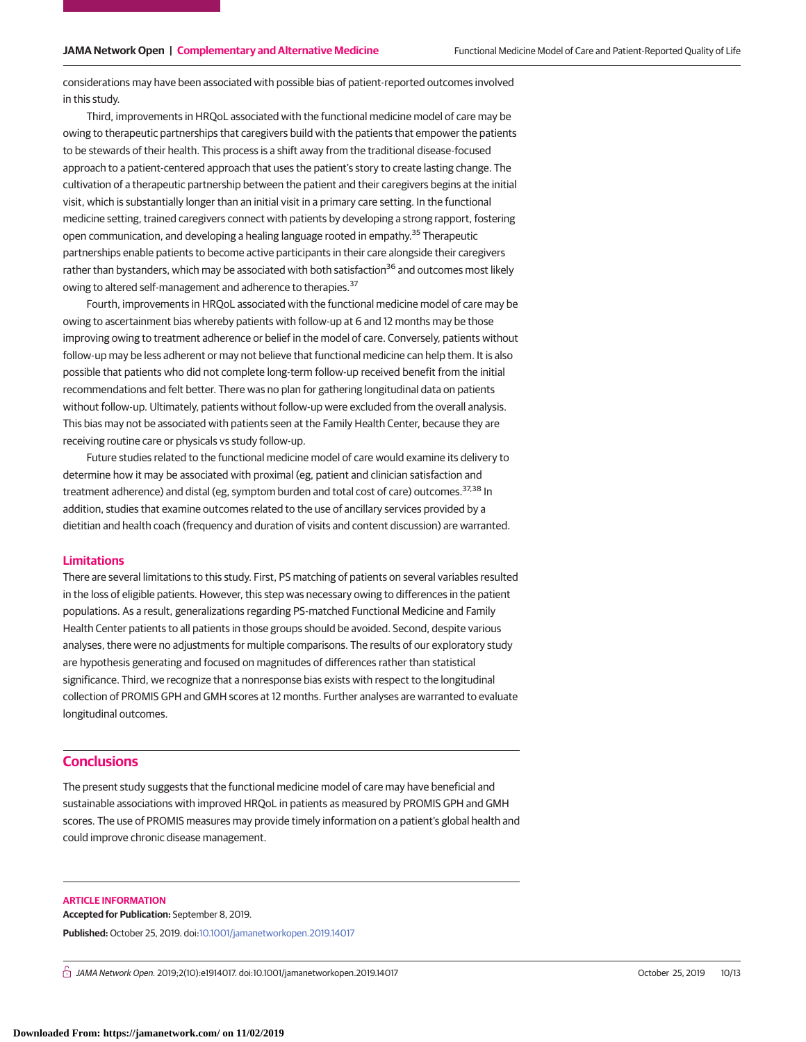considerations may have been associated with possible bias of patient-reported outcomes involved in this study.

Third, improvements in HRQoL associated with the functional medicine model of care may be owing to therapeutic partnerships that caregivers build with the patients that empower the patients to be stewards of their health. This process is a shift away from the traditional disease-focused approach to a patient-centered approach that uses the patient's story to create lasting change. The cultivation of a therapeutic partnership between the patient and their caregivers begins at the initial visit, which is substantially longer than an initial visit in a primary care setting. In the functional medicine setting, trained caregivers connect with patients by developing a strong rapport, fostering open communication, and developing a healing language rooted in empathy.[35] Therapeutic partnerships enable patients to become active participants in their care alongside their caregivers rather than bystanders, which may be associated with both satisfaction[36] and outcomes most likely owing to altered self-management and adherence to therapies.[37]

Fourth, improvements in HRQoL associated with the functional medicine model of care may be owing to ascertainment bias whereby patients with follow-up at 6 and 12 months may be those improving owing to treatment adherence or belief in the model of care. Conversely, patients without follow-up may be less adherent or may not believe that functional medicine can help them. It is also possible that patients who did not complete long-term follow-up received benefit from the initial recommendations and felt better. There was no plan for gathering longitudinal data on patients without follow-up. Ultimately, patients without follow-up were excluded from the overall analysis. This bias may not be associated with patients seen at the Family Health Center, because they are receiving routine care or physicals vs study follow-up.

Future studies related to the functional medicine model of care would examine its delivery to determine how it may be associated with proximal (eg, patient and clinician satisfaction and treatment adherence) and distal (eg, symptom burden and total cost of care) outcomes.[37,38] In addition, studies that examine outcomes related to the use of ancillary services provided by a dietitian and health coach (frequency and duration of visits and content discussion) are warranted.

### Limitations

There are several limitations to this study. First, PS matching of patients on several variables resulted in the loss of eligible patients. However, this step was necessary owing to differences in the patient populations. As a result, generalizations regarding PS-matched Functional Medicine and Family Health Center patients to all patients in those groups should be avoided. Second, despite various analyses, there were no adjustments for multiple comparisons. The results of our exploratory study are hypothesis generating and focused on magnitudes of differences rather than statistical significance. Third, we recognize that a nonresponse bias exists with respect to the longitudinal collection of PROMIS GPH and GMH scores at 12 months. Further analyses are warranted to evaluate longitudinal outcomes.

## Conclusions

The present study suggests that the functional medicine model of care may have beneficial and sustainable associations with improved HRQoL in patients as measured by PROMIS GPH and GMH scores. The use of PROMIS measures may provide timely information on a patient's global health and could improve chronic disease management.

### ARTICLE INFORMATION

**Accepted for Publication:** September 8, 2019.

**Published:** October 25, 2019. doi:10.1001/jamanetworkopen.2019.14017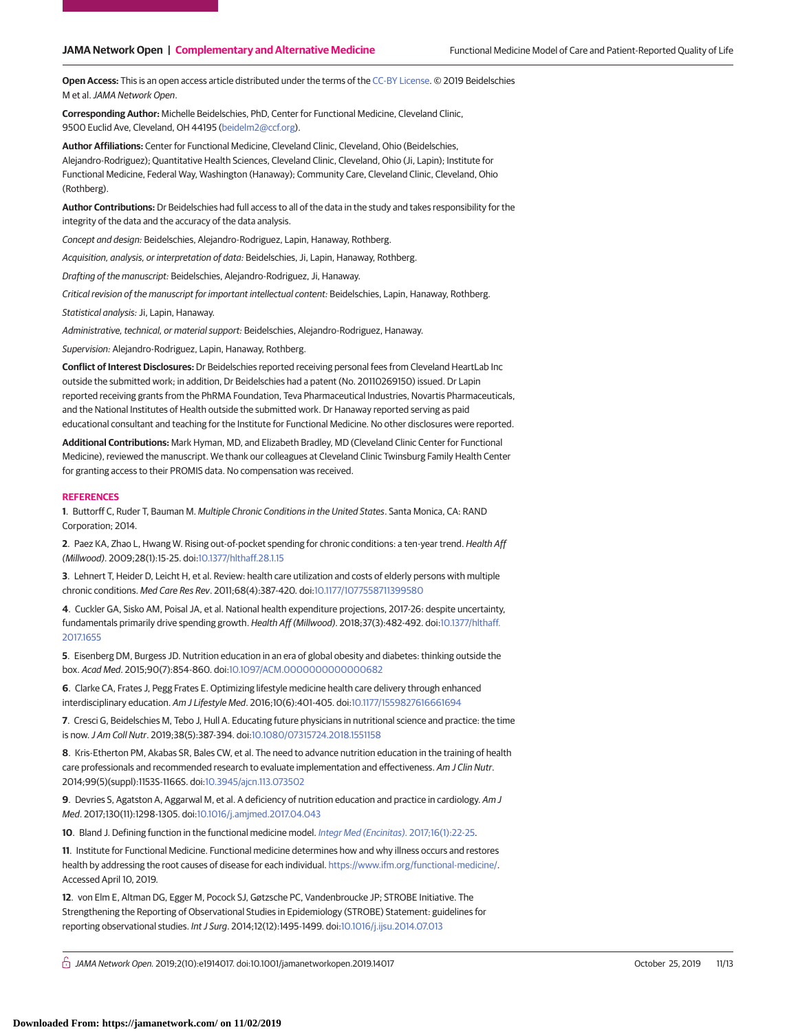**Open Access:** This is an open access article distributed under the terms of the CC-BY License. © 2019 Beidelschies M et al. *JAMA Network Open*.

**Corresponding Author:** Michelle Beidelschies, PhD, Center for Functional Medicine, Cleveland Clinic, 9500 Euclid Ave, Cleveland, OH 44195 (beidelm2@ccf.org).

**Author Affiliations:** Center for Functional Medicine, Cleveland Clinic, Cleveland, Ohio (Beidelschies, Alejandro-Rodriguez); Quantitative Health Sciences, Cleveland Clinic, Cleveland, Ohio (Ji, Lapin); Institute for Functional Medicine, Federal Way, Washington (Hanaway); Community Care, Cleveland Clinic, Cleveland, Ohio (Rothberg).

**Author Contributions:** Dr Beidelschies had full access to all of the data in the study and takes responsibility for the integrity of the data and the accuracy of the data analysis.

*Concept and design:* Beidelschies, Alejandro-Rodriguez, Lapin, Hanaway, Rothberg.

*Acquisition, analysis, or interpretation of data:* Beidelschies, Ji, Lapin, Hanaway, Rothberg.

*Drafting of the manuscript:* Beidelschies, Alejandro-Rodriguez, Ji, Hanaway.

*Critical revision of the manuscript for important intellectual content:* Beidelschies, Lapin, Hanaway, Rothberg.

*Statistical analysis:* Ji, Lapin, Hanaway.

*Administrative, technical, or material support:* Beidelschies, Alejandro-Rodriguez, Hanaway.

*Supervision:* Alejandro-Rodriguez, Lapin, Hanaway, Rothberg.

**Conflict of Interest Disclosures:** Dr Beidelschies reported receiving personal fees from Cleveland HeartLab Inc outside the submitted work; in addition, Dr Beidelschies had a patent (No. 20110269150) issued. Dr Lapin reported receiving grants from the PhRMA Foundation, Teva Pharmaceutical Industries, Novartis Pharmaceuticals, and the National Institutes of Health outside the submitted work. Dr Hanaway reported serving as paid educational consultant and teaching for the Institute for Functional Medicine. No other disclosures were reported.

**Additional Contributions:** Mark Hyman, MD, and Elizabeth Bradley, MD (Cleveland Clinic Center for Functional Medicine), reviewed the manuscript. We thank our colleagues at Cleveland Clinic Twinsburg Family Health Center for granting access to their PROMIS data. No compensation was received.

## REFERENCES

**1**. Buttorff C, Ruder T, Bauman M. *Multiple Chronic Conditions in the United States*. Santa Monica, CA: RAND Corporation; 2014.

**2**. Paez KA, Zhao L, Hwang W. Rising out-of-pocket spending for chronic conditions: a ten-year trend. *Health Aff (Millwood)*. 2009;28(1):15-25. doi:10.1377/hlthaff.28.1.15

**3**. Lehnert T, Heider D, Leicht H, et al. Review: health care utilization and costs of elderly persons with multiple chronic conditions. *Med Care Res Rev*. 2011;68(4):387-420. doi:10.1177/1077558711399580

**4**. Cuckler GA, Sisko AM, Poisal JA, et al. National health expenditure projections, 2017-26: despite uncertainty, fundamentals primarily drive spending growth. *Health Aff (Millwood)*. 2018;37(3):482-492. doi:10.1377/hlthaff.2017.1655

**5**. Eisenberg DM, Burgess JD. Nutrition education in an era of global obesity and diabetes: thinking outside the box. *Acad Med*. 2015;90(7):854-860. doi:10.1097/ACM.0000000000000682

**6**. Clarke CA, Frates J, Pegg Frates E. Optimizing lifestyle medicine health care delivery through enhanced interdisciplinary education. *Am J Lifestyle Med*. 2016;10(6):401-405. doi:10.1177/1559827616661694

**7**. Cresci G, Beidelschies M, Tebo J, Hull A. Educating future physicians in nutritional science and practice: the time is now. *J Am Coll Nutr*. 2019;38(5):387-394. doi:10.1080/07315724.2018.1551158

**8**. Kris-Etherton PM, Akabas SR, Bales CW, et al. The need to advance nutrition education in the training of health care professionals and recommended research to evaluate implementation and effectiveness. *Am J Clin Nutr*. 2014;99(5)(suppl):1153S-1166S. doi:10.3945/ajcn.113.073502

**9**. Devries S, Agatston A, Aggarwal M, et al. A deficiency of nutrition education and practice in cardiology. *Am J Med*. 2017;130(11):1298-1305. doi:10.1016/j.amjmed.2017.04.043

**10**. Bland J. Defining function in the functional medicine model. *Integr Med (Encinitas)*. 2017;16(1):22-25.

**11**. Institute for Functional Medicine. Functional medicine determines how and why illness occurs and restores health by addressing the root causes of disease for each individual. https://www.ifm.org/functional-medicine/. Accessed April 10, 2019.

**12**. von Elm E, Altman DG, Egger M, Pocock SJ, Gøtzsche PC, Vandenbroucke JP; STROBE Initiative. The Strengthening the Reporting of Observational Studies in Epidemiology (STROBE) Statement: guidelines for reporting observational studies. *Int J Surg*. 2014;12(12):1495-1499. doi:10.1016/j.ijsu.2014.07.013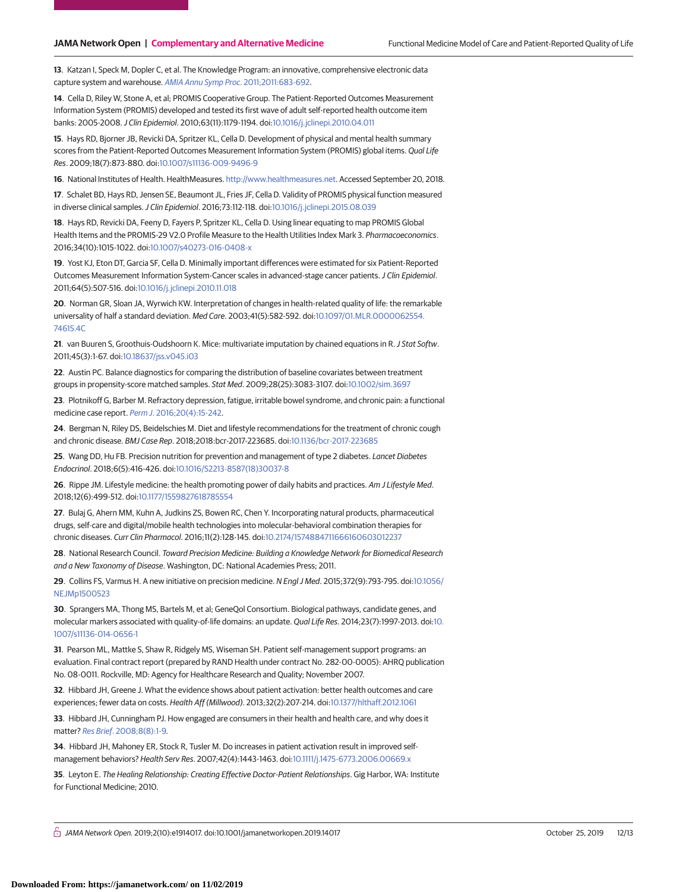13. Katzan I, Speck M, Dopler C, et al. The Knowledge Program: an innovative, comprehensive electronic data capture system and warehouse. *AMIA Annu Symp Proc*. 2011;2011:683-692.

14. Cella D, Riley W, Stone A, et al; PROMIS Cooperative Group. The Patient-Reported Outcomes Measurement Information System (PROMIS) developed and tested its first wave of adult self-reported health outcome item banks: 2005-2008. *J Clin Epidemiol*. 2010;63(11):1179-1194. doi:10.1016/j.jclinepi.2010.04.011

15. Hays RD, Bjorner JB, Revicki DA, Spritzer KL, Cella D. Development of physical and mental health summary scores from the Patient-Reported Outcomes Measurement Information System (PROMIS) global items. *Qual Life Res*. 2009;18(7):873-880. doi:10.1007/s11136-009-9496-9

16. National Institutes of Health. HealthMeasures. http://www.healthmeasures.net. Accessed September 20, 2018.

17. Schalet BD, Hays RD, Jensen SE, Beaumont JL, Fries JF, Cella D. Validity of PROMIS physical function measured in diverse clinical samples. *J Clin Epidemiol*. 2016;73:112-118. doi:10.1016/j.jclinepi.2015.08.039

18. Hays RD, Revicki DA, Feeny D, Fayers P, Spritzer KL, Cella D. Using linear equating to map PROMIS Global Health Items and the PROMIS-29 V2.0 Profile Measure to the Health Utilities Index Mark 3. *Pharmacoeconomics*. 2016;34(10):1015-1022. doi:10.1007/s40273-016-0408-x

19. Yost KJ, Eton DT, Garcia SF, Cella D. Minimally important differences were estimated for six Patient-Reported Outcomes Measurement Information System-Cancer scales in advanced-stage cancer patients. *J Clin Epidemiol*. 2011;64(5):507-516. doi:10.1016/j.jclinepi.2010.11.018

20. Norman GR, Sloan JA, Wyrwich KW. Interpretation of changes in health-related quality of life: the remarkable universality of half a standard deviation. *Med Care*. 2003;41(5):582-592. doi:10.1097/01.MLR.0000062554.74615.4C

21. van Buuren S, Groothuis-Oudshoorn K. Mice: multivariate imputation by chained equations in R. *J Stat Softw*. 2011;45(3):1-67. doi:10.18637/jss.v045.i03

22. Austin PC. Balance diagnostics for comparing the distribution of baseline covariates between treatment groups in propensity-score matched samples. *Stat Med*. 2009;28(25):3083-3107. doi:10.1002/sim.3697

23. Plotnikoff G, Barber M. Refractory depression, fatigue, irritable bowel syndrome, and chronic pain: a functional medicine case report. *Perm J*. 2016;20(4):15-242.

24. Bergman N, Riley DS, Beidelschies M. Diet and lifestyle recommendations for the treatment of chronic cough and chronic disease. *BMJ Case Rep*. 2018;2018:bcr-2017-223685. doi:10.1136/bcr-2017-223685

25. Wang DD, Hu FB. Precision nutrition for prevention and management of type 2 diabetes. *Lancet Diabetes Endocrinol*. 2018;6(5):416-426. doi:10.1016/S2213-8587(18)30037-8

26. Rippe JM. Lifestyle medicine: the health promoting power of daily habits and practices. *Am J Lifestyle Med*. 2018;12(6):499-512. doi:10.1177/1559827618785554

27. Bulaj G, Ahern MM, Kuhn A, Judkins ZS, Bowen RC, Chen Y. Incorporating natural products, pharmaceutical drugs, self-care and digital/mobile health technologies into molecular-behavioral combination therapies for chronic diseases. *Curr Clin Pharmacol*. 2016;11(2):128-145. doi:10.2174/1574884711666160603012237

28. National Research Council. *Toward Precision Medicine: Building a Knowledge Network for Biomedical Research and a New Taxonomy of Disease*. Washington, DC: National Academies Press; 2011.

29. Collins FS, Varmus H. A new initiative on precision medicine. *N Engl J Med*. 2015;372(9):793-795. doi:10.1056/NEJMp1500523

30. Sprangers MA, Thong MS, Bartels M, et al; GeneQol Consortium. Biological pathways, candidate genes, and molecular markers associated with quality-of-life domains: an update. *Qual Life Res*. 2014;23(7):1997-2013. doi:10.1007/s11136-014-0656-1

31. Pearson ML, Mattke S, Shaw R, Ridgely MS, Wiseman SH. Patient self-management support programs: an evaluation. Final contract report (prepared by RAND Health under contract No. 282-00-0005): AHRQ publication No. 08-0011. Rockville, MD: Agency for Healthcare Research and Quality; November 2007.

32. Hibbard JH, Greene J. What the evidence shows about patient activation: better health outcomes and care experiences; fewer data on costs. *Health Aff (Millwood)*. 2013;32(2):207-214. doi:10.1377/hlthaff.2012.1061

33. Hibbard JH, Cunningham PJ. How engaged are consumers in their health and health care, and why does it matter? *Res Brief*. 2008;8(8):1-9.

34. Hibbard JH, Mahoney ER, Stock R, Tusler M. Do increases in patient activation result in improved self-management behaviors? *Health Serv Res*. 2007;42(4):1443-1463. doi:10.1111/j.1475-6773.2006.00669.x

35. Leyton E. *The Healing Relationship: Creating Effective Doctor-Patient Relationships*. Gig Harbor, WA: Institute for Functional Medicine; 2010.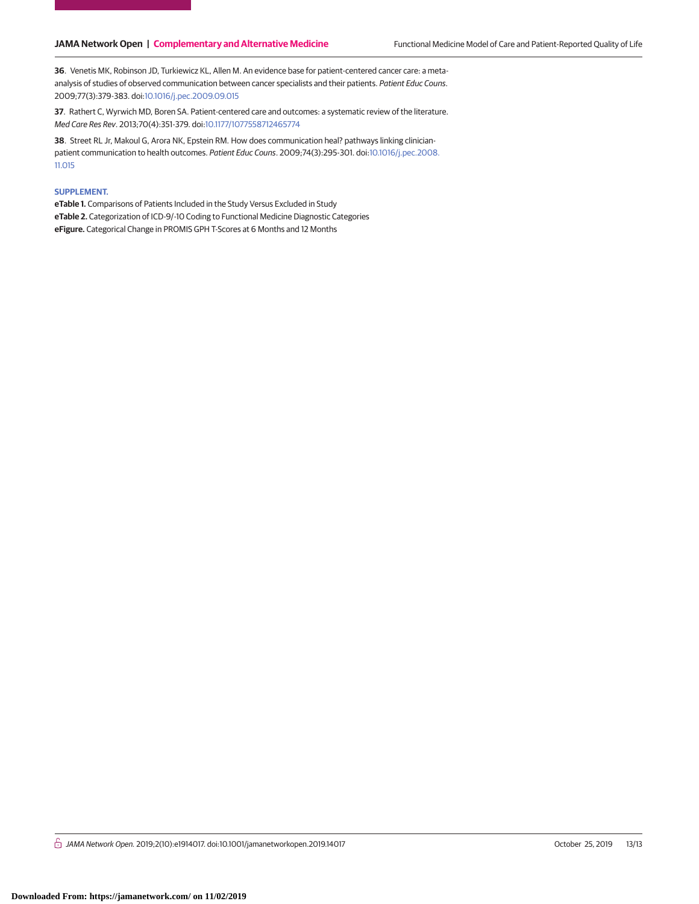**36**. Venetis MK, Robinson JD, Turkiewicz KL, Allen M. An evidence base for patient-centered cancer care: a meta-analysis of studies of observed communication between cancer specialists and their patients. *Patient Educ Couns*. 2009;77(3):379-383. doi:10.1016/j.pec.2009.09.015

**37**. Rathert C, Wyrwich MD, Boren SA. Patient-centered care and outcomes: a systematic review of the literature. *Med Care Res Rev*. 2013;70(4):351-379. doi:10.1177/1077558712465774

**38**. Street RL Jr, Makoul G, Arora NK, Epstein RM. How does communication heal? pathways linking clinician-patient communication to health outcomes. *Patient Educ Couns*. 2009;74(3):295-301. doi:10.1016/j.pec.2008.11.015

**SUPPLEMENT.**

**eTable 1.** Comparisons of Patients Included in the Study Versus Excluded in Study

**eTable 2.** Categorization of ICD-9/-10 Coding to Functional Medicine Diagnostic Categories

**eFigure.** Categorical Change in PROMIS GPH T-Scores at 6 Months and 12 Months

Downloaded From: https://jamanetwork.com/ on 11/02/2019